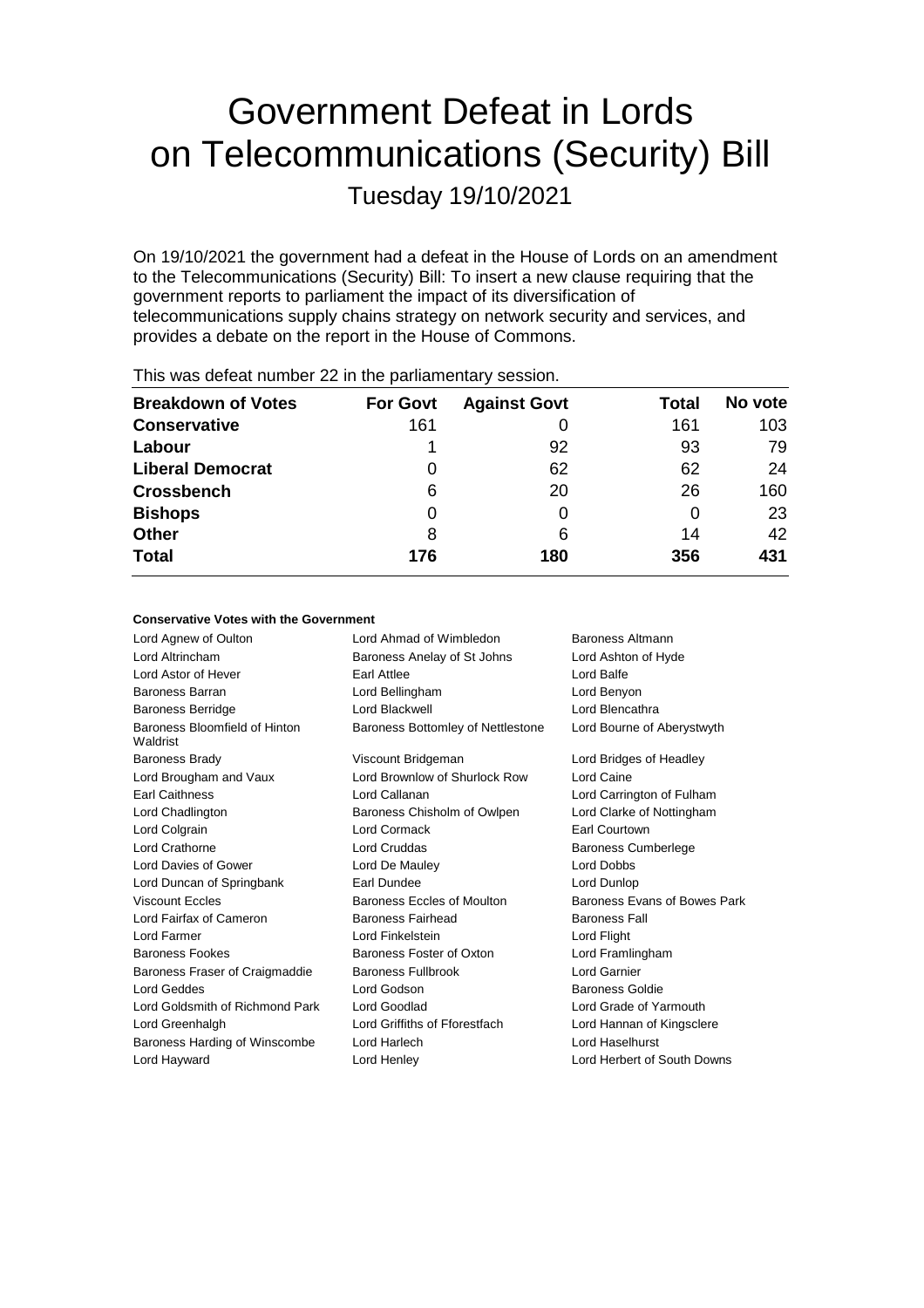# Government Defeat in Lords on Telecommunications (Security) Bill

Tuesday 19/10/2021

On 19/10/2021 the government had a defeat in the House of Lords on an amendment to the Telecommunications (Security) Bill: To insert a new clause requiring that the government reports to parliament the impact of its diversification of telecommunications supply chains strategy on network security and services, and provides a debate on the report in the House of Commons.

This was defeat number 22 in the parliamentary session.

| Breakdown of Votes | For Govt | Against Govt | Total | No vote |
|---|---|---|---|---|
| **Conservative** | 161 | 0 | 161 | 103 |
| **Labour** | 1 | 92 | 93 | 79 |
| **Liberal Democrat** | 0 | 62 | 62 | 24 |
| **Crossbench** | 6 | 20 | 26 | 160 |
| **Bishops** | 0 | 0 | 0 | 23 |
| **Other** | 8 | 6 | 14 | 42 |
| **Total** | **176** | **180** | **356** | **431** |

**Conservative Votes with the Government**

| | | |
|---|---|---|
| Lord Agnew of Oulton | Lord Ahmad of Wimbledon | Baroness Altmann |
| Lord Altrincham | Baroness Anelay of St Johns | Lord Ashton of Hyde |
| Lord Astor of Hever | Earl Attlee | Lord Balfe |
| Baroness Barran | Lord Bellingham | Lord Benyon |
| Baroness Berridge | Lord Blackwell | Lord Blencathra |
| Baroness Bloomfield of Hinton Waldrist | Baroness Bottomley of Nettlestone | Lord Bourne of Aberystwyth |
| Baroness Brady | Viscount Bridgeman | Lord Bridges of Headley |
| Lord Brougham and Vaux | Lord Brownlow of Shurlock Row | Lord Caine |
| Earl Caithness | Lord Callanan | Lord Carrington of Fulham |
| Lord Chadlington | Baroness Chisholm of Owlpen | Lord Clarke of Nottingham |
| Lord Colgrain | Lord Cormack | Earl Courtown |
| Lord Crathorne | Lord Cruddas | Baroness Cumberlege |
| Lord Davies of Gower | Lord De Mauley | Lord Dobbs |
| Lord Duncan of Springbank | Earl Dundee | Lord Dunlop |
| Viscount Eccles | Baroness Eccles of Moulton | Baroness Evans of Bowes Park |
| Lord Fairfax of Cameron | Baroness Fairhead | Baroness Fall |
| Lord Farmer | Lord Finkelstein | Lord Flight |
| Baroness Fookes | Baroness Foster of Oxton | Lord Framlingham |
| Baroness Fraser of Craigmaddie | Baroness Fullbrook | Lord Garnier |
| Lord Geddes | Lord Godson | Baroness Goldie |
| Lord Goldsmith of Richmond Park | Lord Goodlad | Lord Grade of Yarmouth |
| Lord Greenhalgh | Lord Griffiths of Fforestfach | Lord Hannan of Kingsclere |
| Baroness Harding of Winscombe | Lord Harlech | Lord Haselhurst |
| Lord Hayward | Lord Henley | Lord Herbert of South Downs |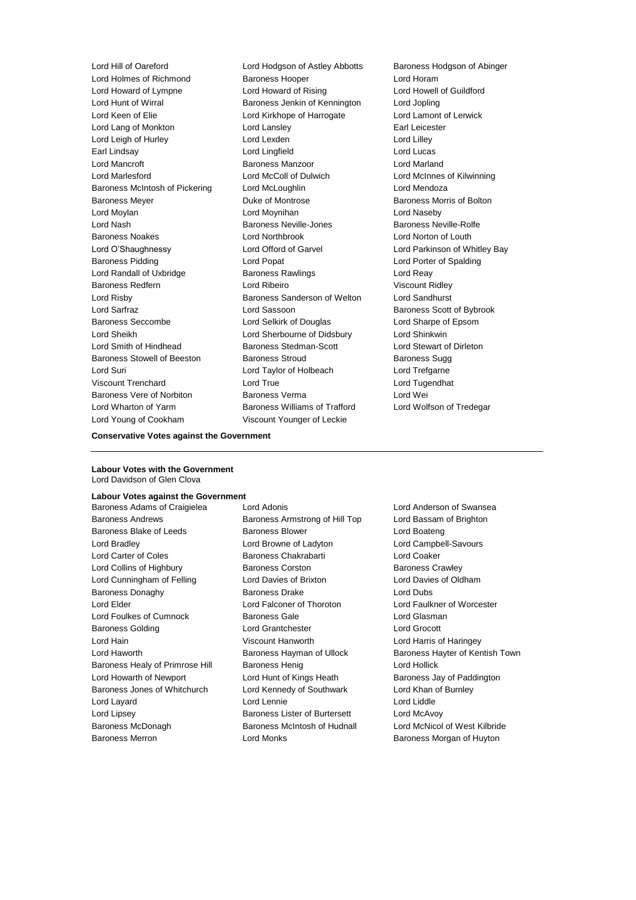Lord Hill of Oareford
Lord Hodgson of Astley Abbotts
Baroness Hodgson of Abinger
Lord Holmes of Richmond
Baroness Hooper
Lord Horam
Lord Howard of Lympne
Lord Howard of Rising
Lord Howell of Guildford
Lord Hunt of Wirral
Baroness Jenkin of Kennington
Lord Jopling
Lord Keen of Elie
Lord Kirkhope of Harrogate
Lord Lamont of Lerwick
Lord Lang of Monkton
Lord Lansley
Earl Leicester
Lord Leigh of Hurley
Lord Lexden
Lord Lilley
Earl Lindsay
Lord Lingfield
Lord Lucas
Lord Mancroft
Baroness Manzoor
Lord Marland
Lord Marlesford
Lord McColl of Dulwich
Lord McInnes of Kilwinning
Baroness McIntosh of Pickering
Lord McLoughlin
Lord Mendoza
Baroness Meyer
Duke of Montrose
Baroness Morris of Bolton
Lord Moylan
Lord Moynihan
Lord Naseby
Lord Nash
Baroness Neville-Jones
Baroness Neville-Rolfe
Baroness Noakes
Lord Northbrook
Lord Norton of Louth
Lord O'Shaughnessy
Lord Offord of Garvel
Lord Parkinson of Whitley Bay
Baroness Pidding
Lord Popat
Lord Porter of Spalding
Lord Randall of Uxbridge
Baroness Rawlings
Lord Reay
Baroness Redfern
Lord Ribeiro
Viscount Ridley
Lord Risby
Baroness Sanderson of Welton
Lord Sandhurst
Lord Sarfraz
Lord Sassoon
Baroness Scott of Bybrook
Baroness Seccombe
Lord Selkirk of Douglas
Lord Sharpe of Epsom
Lord Sheikh
Lord Sherbourne of Didsbury
Lord Shinkwin
Lord Smith of Hindhead
Baroness Stedman-Scott
Lord Stewart of Dirleton
Baroness Stowell of Beeston
Baroness Stroud
Baroness Sugg
Lord Suri
Lord Taylor of Holbeach
Lord Trefgarne
Viscount Trenchard
Lord True
Lord Tugendhat
Baroness Vere of Norbiton
Baroness Verma
Lord Wei
Lord Wharton of Yarm
Baroness Williams of Trafford
Lord Wolfson of Tredegar
Lord Young of Cookham
Viscount Younger of Leckie

**Conservative Votes against the Government**

---

**Labour Votes with the Government**
Lord Davidson of Glen Clova

**Labour Votes against the Government**
Baroness Adams of Craigielea
Lord Adonis
Lord Anderson of Swansea
Baroness Andrews
Baroness Armstrong of Hill Top
Lord Bassam of Brighton
Baroness Blake of Leeds
Baroness Blower
Lord Boateng
Lord Bradley
Lord Browne of Ladyton
Lord Campbell-Savours
Lord Carter of Coles
Baroness Chakrabarti
Lord Coaker
Lord Collins of Highbury
Baroness Corston
Baroness Crawley
Lord Cunningham of Felling
Lord Davies of Brixton
Lord Davies of Oldham
Baroness Donaghy
Baroness Drake
Lord Dubs
Lord Elder
Lord Falconer of Thoroton
Lord Faulkner of Worcester
Lord Foulkes of Cumnock
Baroness Gale
Lord Glasman
Baroness Golding
Lord Grantchester
Lord Grocott
Lord Hain
Viscount Hanworth
Lord Harris of Haringey
Lord Haworth
Baroness Hayman of Ullock
Baroness Hayter of Kentish Town
Baroness Healy of Primrose Hill
Baroness Henig
Lord Hollick
Lord Howarth of Newport
Lord Hunt of Kings Heath
Baroness Jay of Paddington
Baroness Jones of Whitchurch
Lord Kennedy of Southwark
Lord Khan of Burnley
Lord Layard
Lord Lennie
Lord Liddle
Lord Lipsey
Baroness Lister of Burtersett
Lord McAvoy
Baroness McDonagh
Baroness McIntosh of Hudnall
Lord McNicol of West Kilbride
Baroness Merron
Lord Monks
Baroness Morgan of Huyton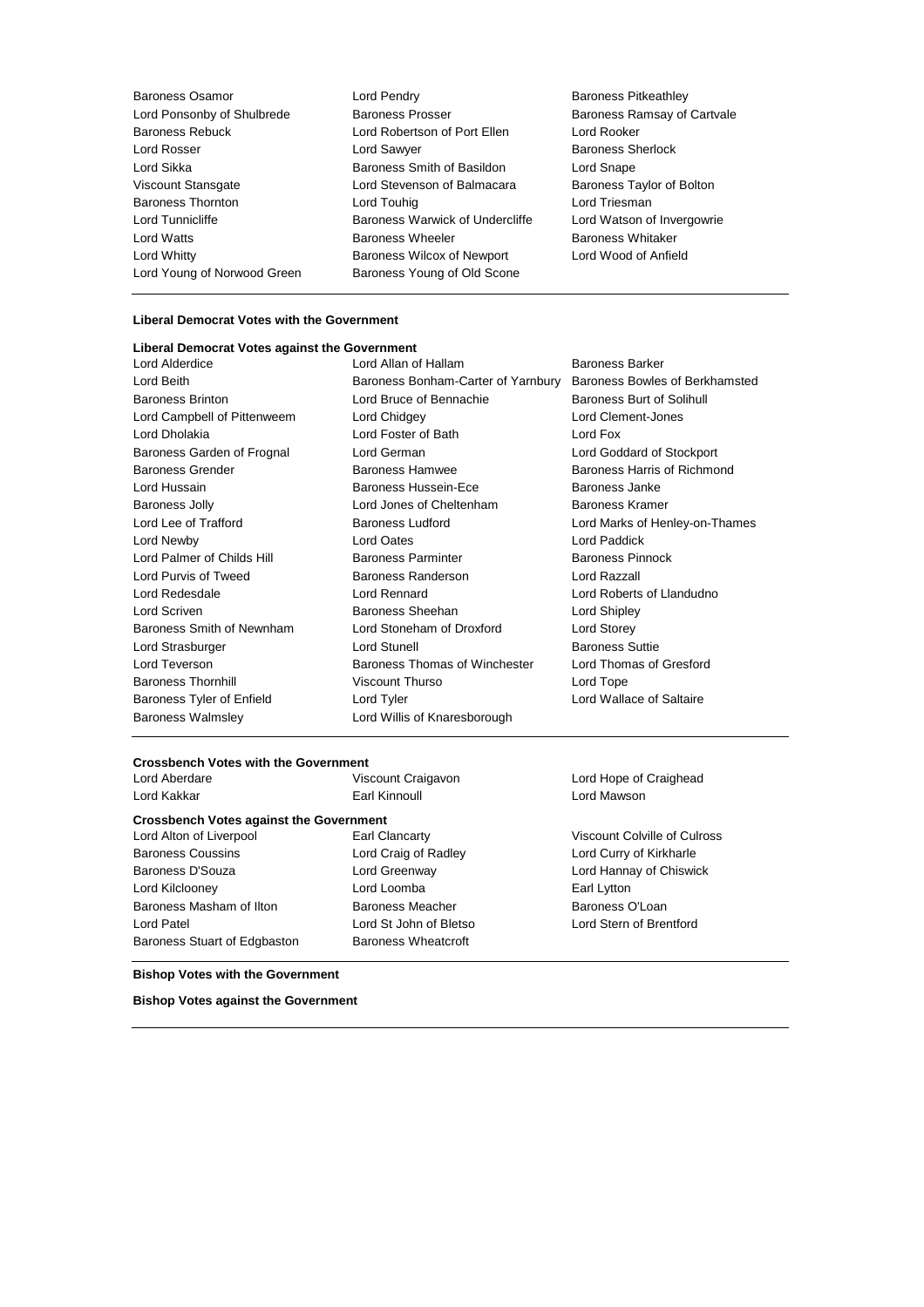Baroness Osamor, Lord Pendry, Baroness Pitkeathley
Lord Ponsonby of Shulbrede, Baroness Prosser, Baroness Ramsay of Cartvale
Baroness Rebuck, Lord Robertson of Port Ellen, Lord Rooker
Lord Rosser, Lord Sawyer, Baroness Sherlock
Lord Sikka, Baroness Smith of Basildon, Lord Snape
Viscount Stansgate, Lord Stevenson of Balmacara, Baroness Taylor of Bolton
Baroness Thornton, Lord Touhig, Lord Triesman
Lord Tunnicliffe, Baroness Warwick of Undercliffe, Lord Watson of Invergowrie
Lord Watts, Baroness Wheeler, Baroness Whitaker
Lord Whitty, Baroness Wilcox of Newport, Lord Wood of Anfield
Lord Young of Norwood Green, Baroness Young of Old Scone

---

**Liberal Democrat Votes with the Government**

**Liberal Democrat Votes against the Government**

Lord Alderdice, Lord Allan of Hallam, Baroness Barker
Lord Beith, Baroness Bonham-Carter of Yarnbury, Baroness Bowles of Berkhamsted
Baroness Brinton, Lord Bruce of Bennachie, Baroness Burt of Solihull
Lord Campbell of Pittenweem, Lord Chidgey, Lord Clement-Jones
Lord Dholakia, Lord Foster of Bath, Lord Fox
Baroness Garden of Frognal, Lord German, Lord Goddard of Stockport
Baroness Grender, Baroness Hamwee, Baroness Harris of Richmond
Lord Hussain, Baroness Hussein-Ece, Baroness Janke
Baroness Jolly, Lord Jones of Cheltenham, Baroness Kramer
Lord Lee of Trafford, Baroness Ludford, Lord Marks of Henley-on-Thames
Lord Newby, Lord Oates, Lord Paddick
Lord Palmer of Childs Hill, Baroness Parminter, Baroness Pinnock
Lord Purvis of Tweed, Baroness Randerson, Lord Razzall
Lord Redesdale, Lord Rennard, Lord Roberts of Llandudno
Lord Scriven, Baroness Sheehan, Lord Shipley
Baroness Smith of Newnham, Lord Stoneham of Droxford, Lord Storey
Lord Strasburger, Lord Stunell, Baroness Suttie
Lord Teverson, Baroness Thomas of Winchester, Lord Thomas of Gresford
Baroness Thornhill, Viscount Thurso, Lord Tope
Baroness Tyler of Enfield, Lord Tyler, Lord Wallace of Saltaire
Baroness Walmsley, Lord Willis of Knaresborough

---

**Crossbench Votes with the Government**

Lord Aberdare, Viscount Craigavon, Lord Hope of Craighead
Lord Kakkar, Earl Kinnoull, Lord Mawson

**Crossbench Votes against the Government**

Lord Alton of Liverpool, Earl Clancarty, Viscount Colville of Culross
Baroness Coussins, Lord Craig of Radley, Lord Curry of Kirkharle
Baroness D'Souza, Lord Greenway, Lord Hannay of Chiswick
Lord Kilclooney, Lord Loomba, Earl Lytton
Baroness Masham of Ilton, Baroness Meacher, Baroness O'Loan
Lord Patel, Lord St John of Bletso, Lord Stern of Brentford
Baroness Stuart of Edgbaston, Baroness Wheatcroft

---

**Bishop Votes with the Government**

**Bishop Votes against the Government**

---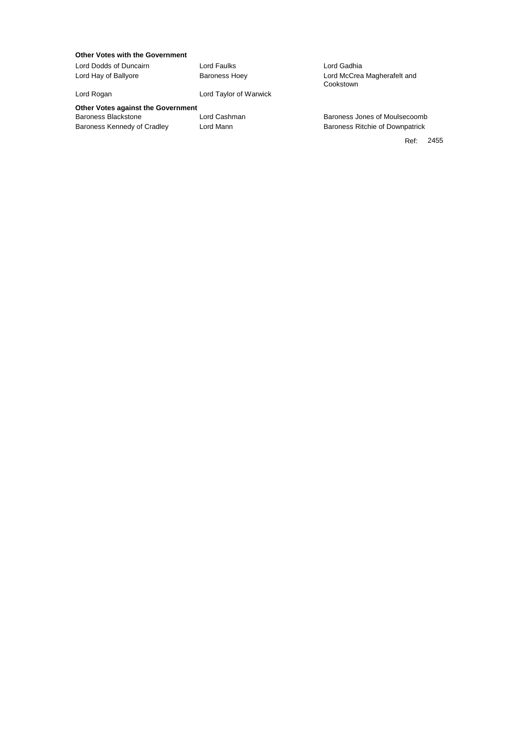**Other Votes with the Government**

| | | |
|---|---|---|
| Lord Dodds of Duncairn | Lord Faulks | Lord Gadhia |
| Lord Hay of Ballyore | Baroness Hoey | Lord McCrea Magherafelt and Cookstown |
| Lord Rogan | Lord Taylor of Warwick | |

**Other Votes against the Government**

| | | |
|---|---|---|
| Baroness Blackstone | Lord Cashman | Baroness Jones of Moulsecoomb |
| Baroness Kennedy of Cradley | Lord Mann | Baroness Ritchie of Downpatrick |

Ref: 2455